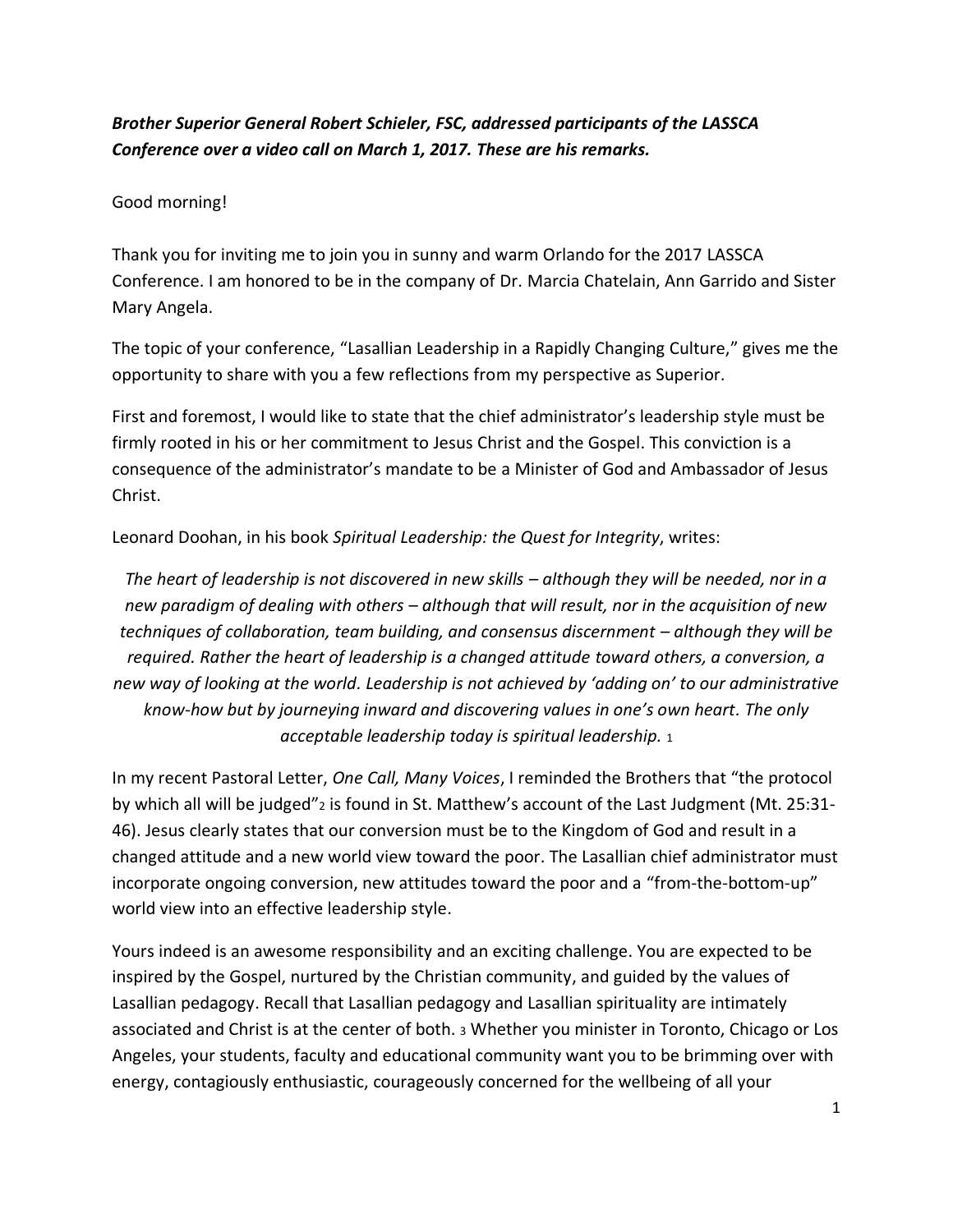***Brother Superior General Robert Schieler, FSC, addressed participants of the LASSCA Conference over a video call on March 1, 2017. These are his remarks.***

Good morning!

Thank you for inviting me to join you in sunny and warm Orlando for the 2017 LASSCA Conference. I am honored to be in the company of Dr. Marcia Chatelain, Ann Garrido and Sister Mary Angela.

The topic of your conference, "Lasallian Leadership in a Rapidly Changing Culture," gives me the opportunity to share with you a few reflections from my perspective as Superior.

First and foremost, I would like to state that the chief administrator's leadership style must be firmly rooted in his or her commitment to Jesus Christ and the Gospel. This conviction is a consequence of the administrator's mandate to be a Minister of God and Ambassador of Jesus Christ.

Leonard Doohan, in his book *Spiritual Leadership: the Quest for Integrity*, writes:

> *The heart of leadership is not discovered in new skills – although they will be needed, nor in a new paradigm of dealing with others – although that will result, nor in the acquisition of new techniques of collaboration, team building, and consensus discernment – although they will be required. Rather the heart of leadership is a changed attitude toward others, a conversion, a new way of looking at the world. Leadership is not achieved by 'adding on' to our administrative know-how but by journeying inward and discovering values in one's own heart. The only acceptable leadership today is spiritual leadership.* [1]

In my recent Pastoral Letter, *One Call, Many Voices*, I reminded the Brothers that "the protocol by which all will be judged"[2] is found in St. Matthew's account of the Last Judgment (Mt. 25:31-46). Jesus clearly states that our conversion must be to the Kingdom of God and result in a changed attitude and a new world view toward the poor. The Lasallian chief administrator must incorporate ongoing conversion, new attitudes toward the poor and a "from-the-bottom-up" world view into an effective leadership style.

Yours indeed is an awesome responsibility and an exciting challenge. You are expected to be inspired by the Gospel, nurtured by the Christian community, and guided by the values of Lasallian pedagogy. Recall that Lasallian pedagogy and Lasallian spirituality are intimately associated and Christ is at the center of both.[3] Whether you minister in Toronto, Chicago or Los Angeles, your students, faculty and educational community want you to be brimming over with energy, contagiously enthusiastic, courageously concerned for the wellbeing of all your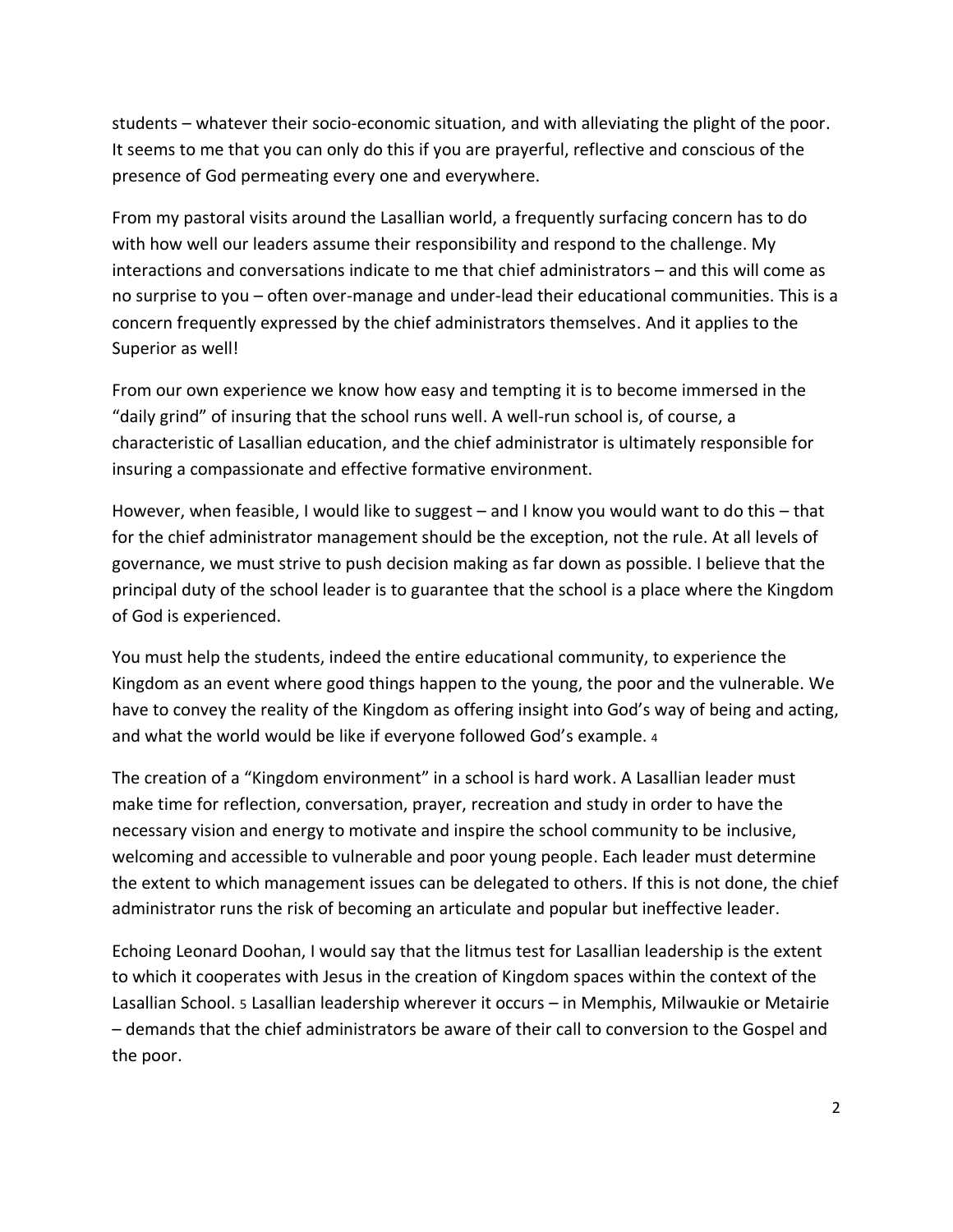students – whatever their socio-economic situation, and with alleviating the plight of the poor. It seems to me that you can only do this if you are prayerful, reflective and conscious of the presence of God permeating every one and everywhere.

From my pastoral visits around the Lasallian world, a frequently surfacing concern has to do with how well our leaders assume their responsibility and respond to the challenge. My interactions and conversations indicate to me that chief administrators – and this will come as no surprise to you – often over-manage and under-lead their educational communities. This is a concern frequently expressed by the chief administrators themselves. And it applies to the Superior as well!

From our own experience we know how easy and tempting it is to become immersed in the "daily grind" of insuring that the school runs well. A well-run school is, of course, a characteristic of Lasallian education, and the chief administrator is ultimately responsible for insuring a compassionate and effective formative environment.

However, when feasible, I would like to suggest – and I know you would want to do this – that for the chief administrator management should be the exception, not the rule. At all levels of governance, we must strive to push decision making as far down as possible. I believe that the principal duty of the school leader is to guarantee that the school is a place where the Kingdom of God is experienced.

You must help the students, indeed the entire educational community, to experience the Kingdom as an event where good things happen to the young, the poor and the vulnerable. We have to convey the reality of the Kingdom as offering insight into God's way of being and acting, and what the world would be like if everyone followed God's example. [4]

The creation of a "Kingdom environment" in a school is hard work. A Lasallian leader must make time for reflection, conversation, prayer, recreation and study in order to have the necessary vision and energy to motivate and inspire the school community to be inclusive, welcoming and accessible to vulnerable and poor young people. Each leader must determine the extent to which management issues can be delegated to others. If this is not done, the chief administrator runs the risk of becoming an articulate and popular but ineffective leader.

Echoing Leonard Doohan, I would say that the litmus test for Lasallian leadership is the extent to which it cooperates with Jesus in the creation of Kingdom spaces within the context of the Lasallian School. [5] Lasallian leadership wherever it occurs – in Memphis, Milwaukie or Metairie – demands that the chief administrators be aware of their call to conversion to the Gospel and the poor.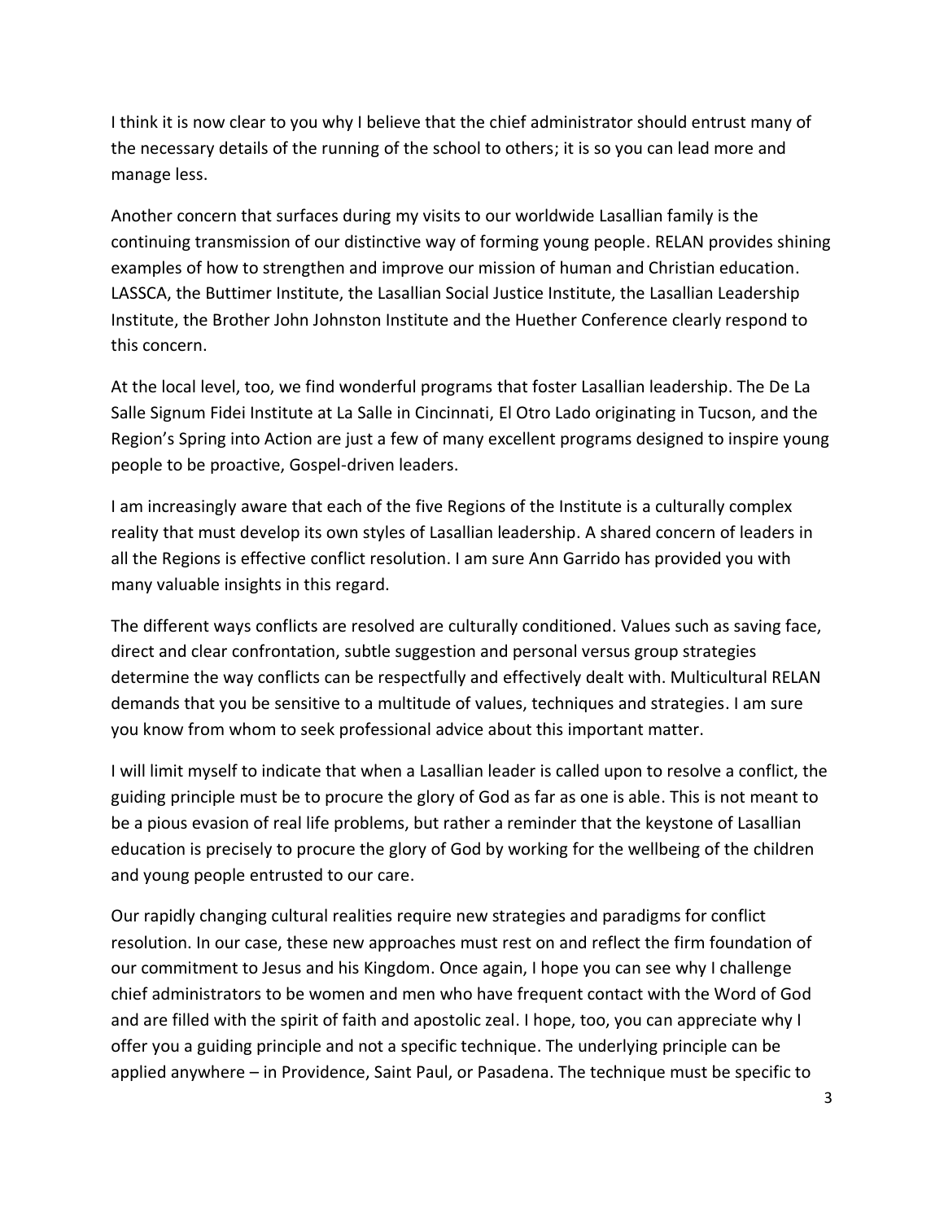I think it is now clear to you why I believe that the chief administrator should entrust many of the necessary details of the running of the school to others; it is so you can lead more and manage less.

Another concern that surfaces during my visits to our worldwide Lasallian family is the continuing transmission of our distinctive way of forming young people. RELAN provides shining examples of how to strengthen and improve our mission of human and Christian education. LASSCA, the Buttimer Institute, the Lasallian Social Justice Institute, the Lasallian Leadership Institute, the Brother John Johnston Institute and the Huether Conference clearly respond to this concern.

At the local level, too, we find wonderful programs that foster Lasallian leadership. The De La Salle Signum Fidei Institute at La Salle in Cincinnati, El Otro Lado originating in Tucson, and the Region's Spring into Action are just a few of many excellent programs designed to inspire young people to be proactive, Gospel-driven leaders.

I am increasingly aware that each of the five Regions of the Institute is a culturally complex reality that must develop its own styles of Lasallian leadership. A shared concern of leaders in all the Regions is effective conflict resolution. I am sure Ann Garrido has provided you with many valuable insights in this regard.

The different ways conflicts are resolved are culturally conditioned. Values such as saving face, direct and clear confrontation, subtle suggestion and personal versus group strategies determine the way conflicts can be respectfully and effectively dealt with. Multicultural RELAN demands that you be sensitive to a multitude of values, techniques and strategies. I am sure you know from whom to seek professional advice about this important matter.

I will limit myself to indicate that when a Lasallian leader is called upon to resolve a conflict, the guiding principle must be to procure the glory of God as far as one is able. This is not meant to be a pious evasion of real life problems, but rather a reminder that the keystone of Lasallian education is precisely to procure the glory of God by working for the wellbeing of the children and young people entrusted to our care.

Our rapidly changing cultural realities require new strategies and paradigms for conflict resolution. In our case, these new approaches must rest on and reflect the firm foundation of our commitment to Jesus and his Kingdom. Once again, I hope you can see why I challenge chief administrators to be women and men who have frequent contact with the Word of God and are filled with the spirit of faith and apostolic zeal. I hope, too, you can appreciate why I offer you a guiding principle and not a specific technique. The underlying principle can be applied anywhere – in Providence, Saint Paul, or Pasadena. The technique must be specific to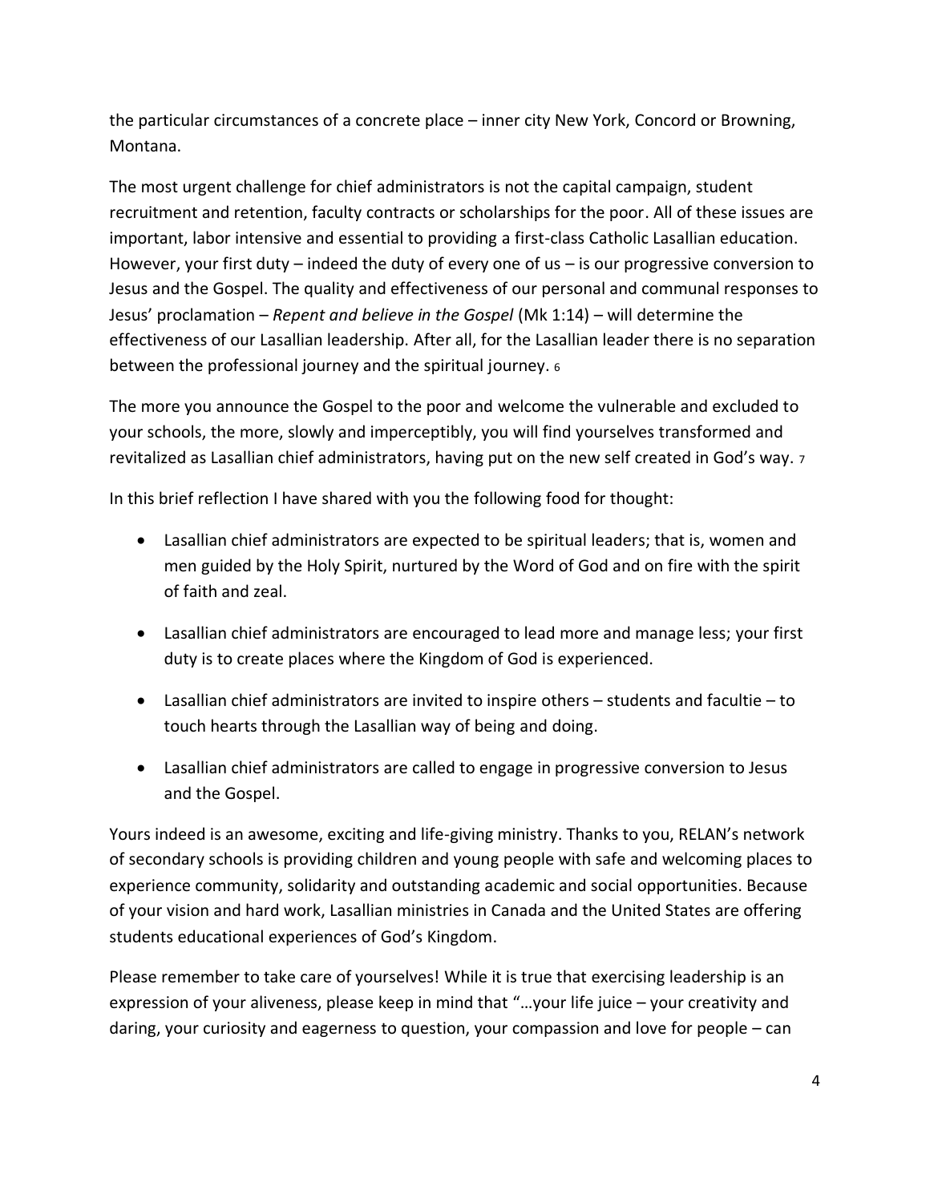the particular circumstances of a concrete place – inner city New York, Concord or Browning, Montana.

The most urgent challenge for chief administrators is not the capital campaign, student recruitment and retention, faculty contracts or scholarships for the poor. All of these issues are important, labor intensive and essential to providing a first-class Catholic Lasallian education. However, your first duty – indeed the duty of every one of us – is our progressive conversion to Jesus and the Gospel. The quality and effectiveness of our personal and communal responses to Jesus' proclamation – *Repent and believe in the Gospel* (Mk 1:14) – will determine the effectiveness of our Lasallian leadership. After all, for the Lasallian leader there is no separation between the professional journey and the spiritual journey. [6]

The more you announce the Gospel to the poor and welcome the vulnerable and excluded to your schools, the more, slowly and imperceptibly, you will find yourselves transformed and revitalized as Lasallian chief administrators, having put on the new self created in God's way. [7]

In this brief reflection I have shared with you the following food for thought:

- Lasallian chief administrators are expected to be spiritual leaders; that is, women and men guided by the Holy Spirit, nurtured by the Word of God and on fire with the spirit of faith and zeal.
- Lasallian chief administrators are encouraged to lead more and manage less; your first duty is to create places where the Kingdom of God is experienced.
- Lasallian chief administrators are invited to inspire others – students and facultie – to touch hearts through the Lasallian way of being and doing.
- Lasallian chief administrators are called to engage in progressive conversion to Jesus and the Gospel.

Yours indeed is an awesome, exciting and life-giving ministry. Thanks to you, RELAN's network of secondary schools is providing children and young people with safe and welcoming places to experience community, solidarity and outstanding academic and social opportunities. Because of your vision and hard work, Lasallian ministries in Canada and the United States are offering students educational experiences of God's Kingdom.

Please remember to take care of yourselves! While it is true that exercising leadership is an expression of your aliveness, please keep in mind that "…your life juice – your creativity and daring, your curiosity and eagerness to question, your compassion and love for people – can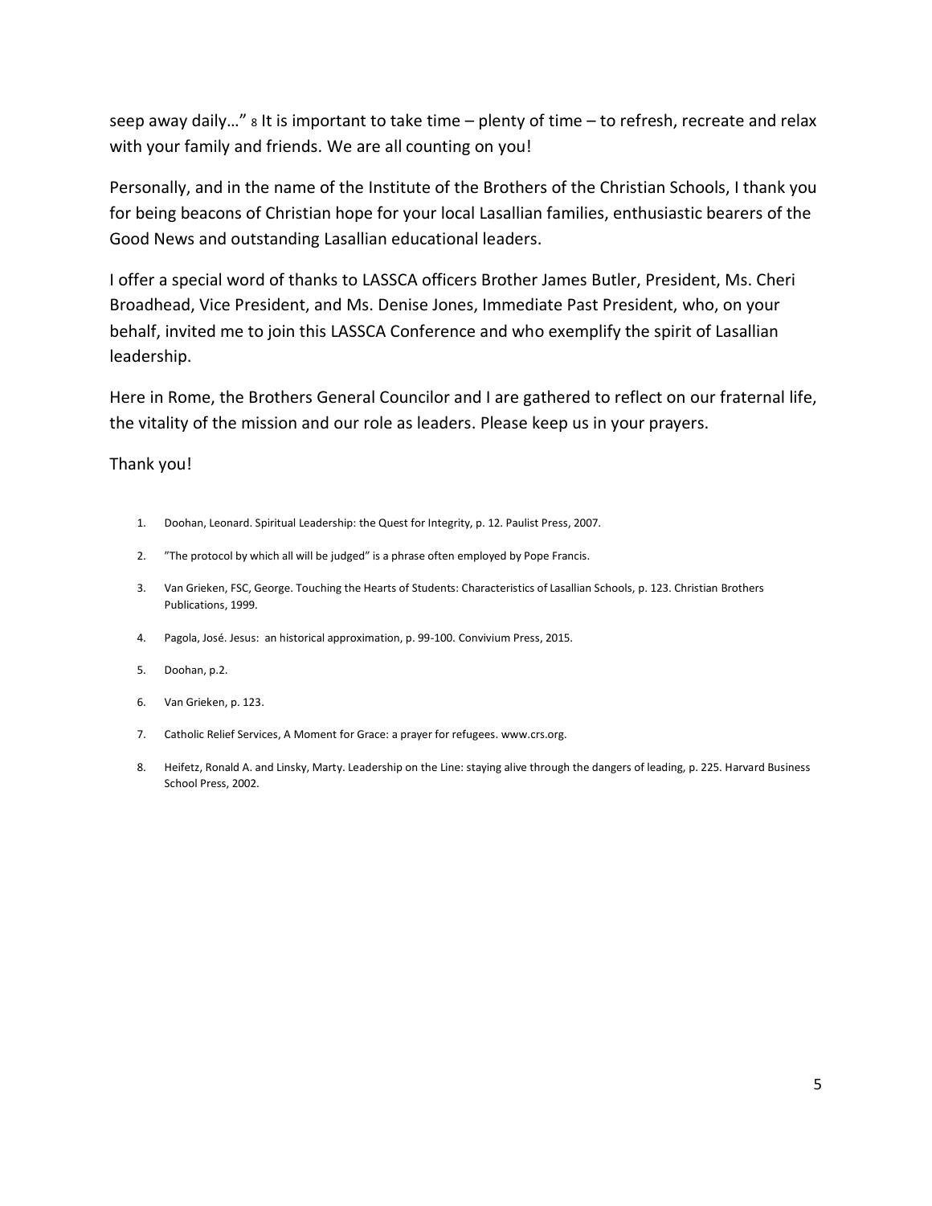seep away daily…” [8] It is important to take time – plenty of time – to refresh, recreate and relax with your family and friends. We are all counting on you!

Personally, and in the name of the Institute of the Brothers of the Christian Schools, I thank you for being beacons of Christian hope for your local Lasallian families, enthusiastic bearers of the Good News and outstanding Lasallian educational leaders.

I offer a special word of thanks to LASSCA officers Brother James Butler, President, Ms. Cheri Broadhead, Vice President, and Ms. Denise Jones, Immediate Past President, who, on your behalf, invited me to join this LASSCA Conference and who exemplify the spirit of Lasallian leadership.

Here in Rome, the Brothers General Councilor and I are gathered to reflect on our fraternal life, the vitality of the mission and our role as leaders. Please keep us in your prayers.

Thank you!

1. Doohan, Leonard. Spiritual Leadership: the Quest for Integrity, p. 12. Paulist Press, 2007.
2. ”The protocol by which all will be judged” is a phrase often employed by Pope Francis.
3. Van Grieken, FSC, George. Touching the Hearts of Students: Characteristics of Lasallian Schools, p. 123. Christian Brothers Publications, 1999.
4. Pagola, José. Jesus: an historical approximation, p. 99-100. Convivium Press, 2015.
5. Doohan, p.2.
6. Van Grieken, p. 123.
7. Catholic Relief Services, A Moment for Grace: a prayer for refugees. www.crs.org.
8. Heifetz, Ronald A. and Linsky, Marty. Leadership on the Line: staying alive through the dangers of leading, p. 225. Harvard Business School Press, 2002.